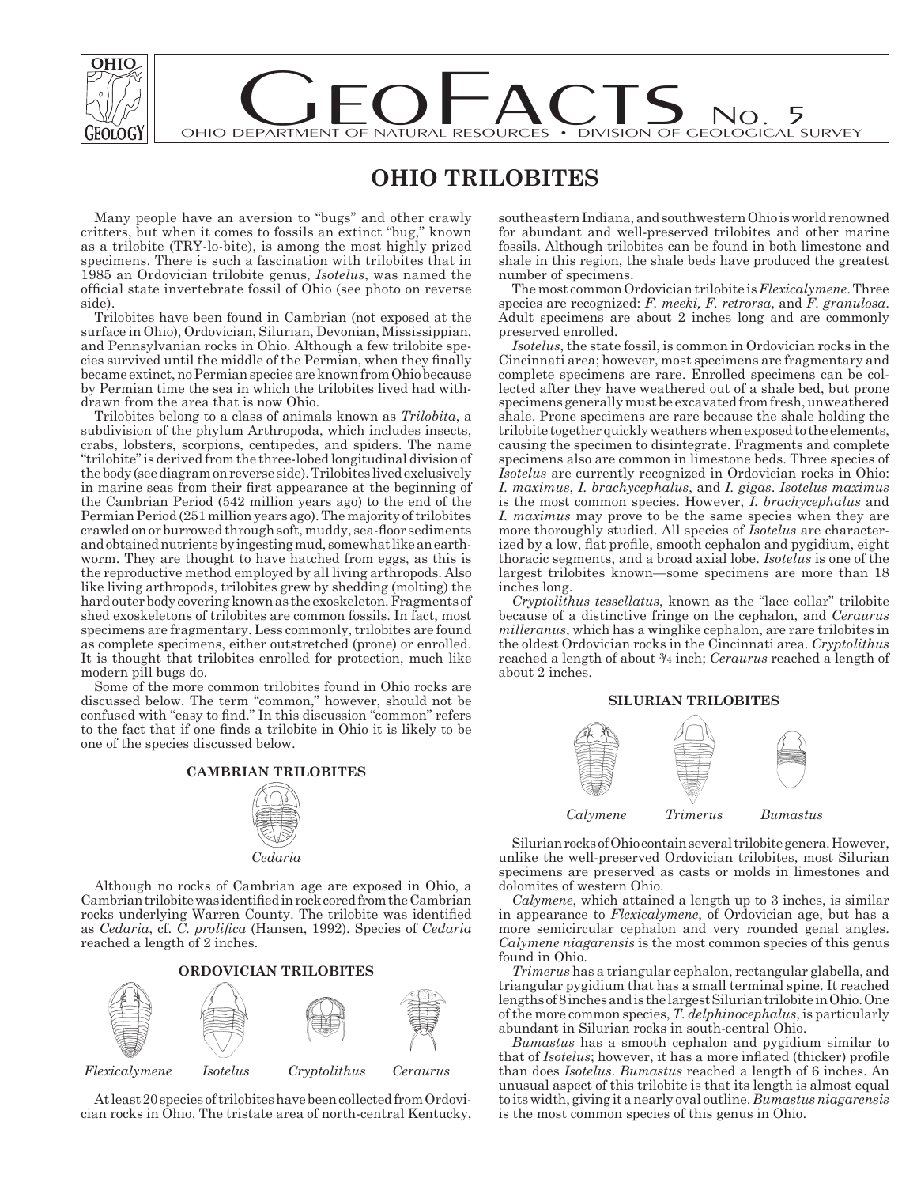# GEOFACTS No. 5

OHIO DEPARTMENT OF NATURAL RESOURCES • DIVISION OF GEOLOGICAL SURVEY

## OHIO TRILOBITES

Many people have an aversion to "bugs" and other crawly critters, but when it comes to fossils an extinct "bug," known as a trilobite (TRY-lo-bite), is among the most highly prized specimens. There is such a fascination with trilobites that in 1985 an Ordovician trilobite genus, *Isotelus*, was named the official state invertebrate fossil of Ohio (see photo on reverse side).

Trilobites have been found in Cambrian (not exposed at the surface in Ohio), Ordovician, Silurian, Devonian, Mississippian, and Pennsylvanian rocks in Ohio. Although a few trilobite species survived until the middle of the Permian, when they finally became extinct, no Permian species are known from Ohio because by Permian time the sea in which the trilobites lived had withdrawn from the area that is now Ohio.

Trilobites belong to a class of animals known as *Trilobita*, a subdivision of the phylum Arthropoda, which includes insects, crabs, lobsters, scorpions, centipedes, and spiders. The name "trilobite" is derived from the three-lobed longitudinal division of the body (see diagram on reverse side). Trilobites lived exclusively in marine seas from their first appearance at the beginning of the Cambrian Period (542 million years ago) to the end of the Permian Period (251 million years ago). The majority of trilobites crawled on or burrowed through soft, muddy, sea-floor sediments and obtained nutrients by ingesting mud, somewhat like an earthworm. They are thought to have hatched from eggs, as this is the reproductive method employed by all living arthropods. Also like living arthropods, trilobites grew by shedding (molting) the hard outer body covering known as the exoskeleton. Fragments of shed exoskeletons of trilobites are common fossils. In fact, most specimens are fragmentary. Less commonly, trilobites are found as complete specimens, either outstretched (prone) or enrolled. It is thought that trilobites enrolled for protection, much like modern pill bugs do.

Some of the more common trilobites found in Ohio rocks are discussed below. The term "common," however, should not be confused with "easy to find." In this discussion "common" refers to the fact that if one finds a trilobite in Ohio it is likely to be one of the species discussed below.

### CAMBRIAN TRILOBITES

*Cedaria*

Although no rocks of Cambrian age are exposed in Ohio, a Cambrian trilobite was identified in rock cored from the Cambrian rocks underlying Warren County. The trilobite was identified as *Cedaria*, cf. *C. prolifica* (Hansen, 1992). Species of *Cedaria* reached a length of 2 inches.

### ORDOVICIAN TRILOBITES

*Flexicalymene* *Isotelus* *Cryptolithus* *Ceraurus*

At least 20 species of trilobites have been collected from Ordovician rocks in Ohio. The tristate area of north-central Kentucky, southeastern Indiana, and southwestern Ohio is world renowned for abundant and well-preserved trilobites and other marine fossils. Although trilobites can be found in both limestone and shale in this region, the shale beds have produced the greatest number of specimens.

The most common Ordovician trilobite is *Flexicalymene*. Three species are recognized: *F. meeki, F. retrorsa*, and *F. granulosa*. Adult specimens are about 2 inches long and are commonly preserved enrolled.

*Isotelus*, the state fossil, is common in Ordovician rocks in the Cincinnati area; however, most specimens are fragmentary and complete specimens are rare. Enrolled specimens can be collected after they have weathered out of a shale bed, but prone specimens generally must be excavated from fresh, unweathered shale. Prone specimens are rare because the shale holding the trilobite together quickly weathers when exposed to the elements, causing the specimen to disintegrate. Fragments and complete specimens also are common in limestone beds. Three species of *Isotelus* are currently recognized in Ordovician rocks in Ohio: *I. maximus*, *I. brachycephalus*, and *I. gigas*. *Isotelus maximus* is the most common species. However, *I. brachycephalus* and *I. maximus* may prove to be the same species when they are more thoroughly studied. All species of *Isotelus* are characterized by a low, flat profile, smooth cephalon and pygidium, eight thoracic segments, and a broad axial lobe. *Isotelus* is one of the largest trilobites known—some specimens are more than 18 inches long.

*Cryptolithus tessellatus*, known as the "lace collar" trilobite because of a distinctive fringe on the cephalon, and *Ceraurus milleranus*, which has a winglike cephalon, are rare trilobites in the oldest Ordovician rocks in the Cincinnati area. *Cryptolithus* reached a length of about ¾ inch; *Ceraurus* reached a length of about 2 inches.

### SILURIAN TRILOBITES

*Calymene* *Trimerus* *Bumastus*

Silurian rocks of Ohio contain several trilobite genera. However, unlike the well-preserved Ordovician trilobites, most Silurian specimens are preserved as casts or molds in limestones and dolomites of western Ohio.

*Calymene*, which attained a length up to 3 inches, is similar in appearance to *Flexicalymene*, of Ordovician age, but has a more semicircular cephalon and very rounded genal angles. *Calymene niagarensis* is the most common species of this genus found in Ohio.

*Trimerus* has a triangular cephalon, rectangular glabella, and triangular pygidium that has a small terminal spine. It reached lengths of 8 inches and is the largest Silurian trilobite in Ohio. One of the more common species, *T. delphinocephalus*, is particularly abundant in Silurian rocks in south-central Ohio.

*Bumastus* has a smooth cephalon and pygidium similar to that of *Isotelus*; however, it has a more inflated (thicker) profile than does *Isotelus*. *Bumastus* reached a length of 6 inches. An unusual aspect of this trilobite is that its length is almost equal to its width, giving it a nearly oval outline. *Bumastus niagarensis* is the most common species of this genus in Ohio.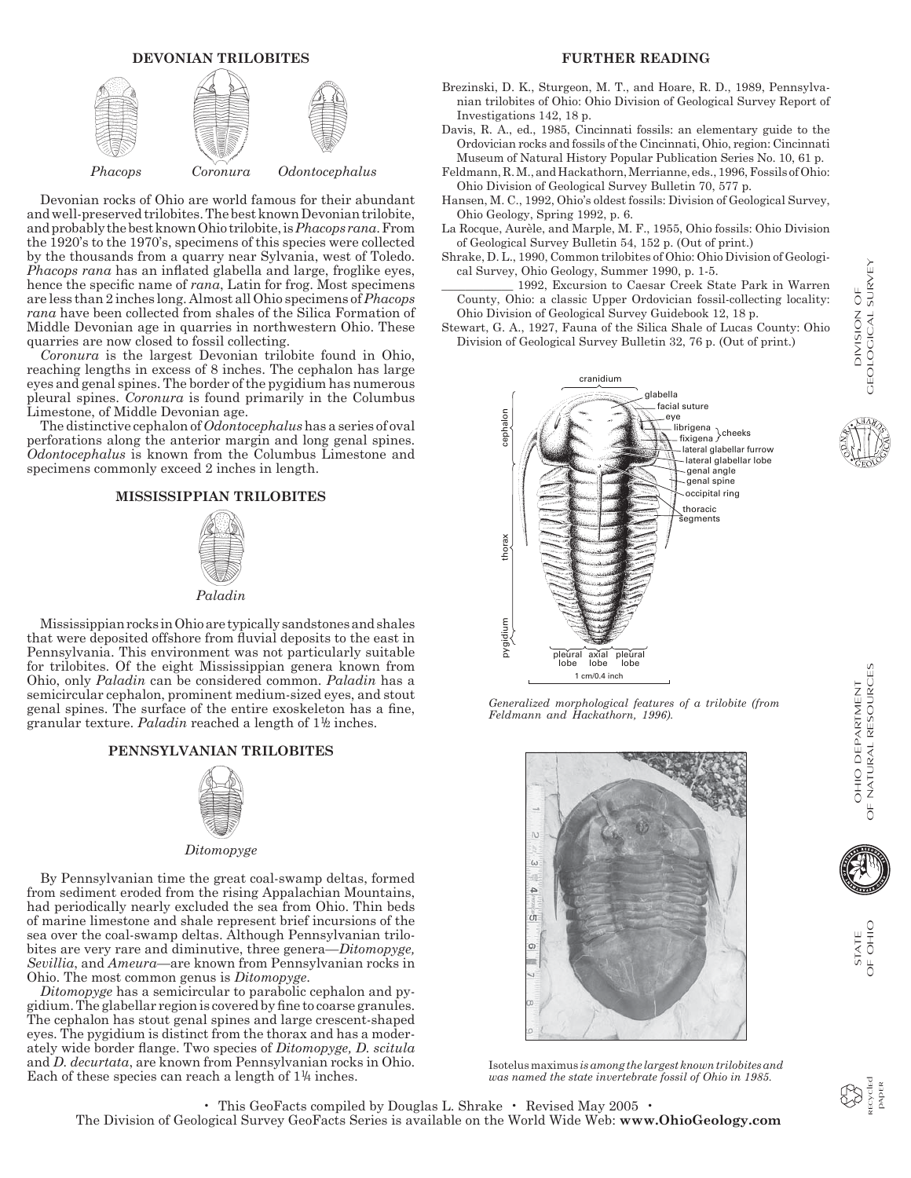## DEVONIAN TRILOBITES

*Phacops* *Coronura* *Odontocephalus*

Devonian rocks of Ohio are world famous for their abundant and well-preserved trilobites. The best known Devonian trilobite, and probably the best known Ohio trilobite, is *Phacops rana*. From the 1920's to the 1970's, specimens of this species were collected by the thousands from a quarry near Sylvania, west of Toledo. *Phacops rana* has an inflated glabella and large, froglike eyes, hence the specific name of *rana*, Latin for frog. Most specimens are less than 2 inches long. Almost all Ohio specimens of *Phacops rana* have been collected from shales of the Silica Formation of Middle Devonian age in quarries in northwestern Ohio. These quarries are now closed to fossil collecting.

*Coronura* is the largest Devonian trilobite found in Ohio, reaching lengths in excess of 8 inches. The cephalon has large eyes and genal spines. The border of the pygidium has numerous pleural spines. *Coronura* is found primarily in the Columbus Limestone, of Middle Devonian age.

The distinctive cephalon of *Odontocephalus* has a series of oval perforations along the anterior margin and long genal spines. *Odontocephalus* is known from the Columbus Limestone and specimens commonly exceed 2 inches in length.

## MISSISSIPPIAN TRILOBITES

*Paladin*

Mississippian rocks in Ohio are typically sandstones and shales that were deposited offshore from fluvial deposits to the east in Pennsylvania. This environment was not particularly suitable for trilobites. Of the eight Mississippian genera known from Ohio, only *Paladin* can be considered common. *Paladin* has a semicircular cephalon, prominent medium-sized eyes, and stout genal spines. The surface of the entire exoskeleton has a fine, granular texture. *Paladin* reached a length of 1½ inches.

## PENNSYLVANIAN TRILOBITES

*Ditomopyge*

By Pennsylvanian time the great coal-swamp deltas, formed from sediment eroded from the rising Appalachian Mountains, had periodically nearly excluded the sea from Ohio. Thin beds of marine limestone and shale represent brief incursions of the sea over the coal-swamp deltas. Although Pennsylvanian trilobites are very rare and diminutive, three genera—*Ditomopyge, Sevillia*, and *Ameura*—are known from Pennsylvanian rocks in Ohio. The most common genus is *Ditomopyge*.

*Ditomopyge* has a semicircular to parabolic cephalon and pygidium. The glabellar region is covered by fine to coarse granules. The cephalon has stout genal spines and large crescent-shaped eyes. The pygidium is distinct from the thorax and has a moderately wide border flange. Two species of *Ditomopyge, D. scitula* and *D. decurtata*, are known from Pennsylvanian rocks in Ohio. Each of these species can reach a length of 1¼ inches.

## FURTHER READING

Brezinski, D. K., Sturgeon, M. T., and Hoare, R. D., 1989, Pennsylvanian trilobites of Ohio: Ohio Division of Geological Survey Report of Investigations 142, 18 p.

Davis, R. A., ed., 1985, Cincinnati fossils: an elementary guide to the Ordovician rocks and fossils of the Cincinnati, Ohio, region: Cincinnati Museum of Natural History Popular Publication Series No. 10, 61 p.

Feldmann, R. M., and Hackathorn, Merrianne, eds., 1996, Fossils of Ohio: Ohio Division of Geological Survey Bulletin 70, 577 p.

Hansen, M. C., 1992, Ohio's oldest fossils: Division of Geological Survey, Ohio Geology, Spring 1992, p. 6.

La Rocque, Aurèle, and Marple, M. F., 1955, Ohio fossils: Ohio Division of Geological Survey Bulletin 54, 152 p. (Out of print.)

Shrake, D. L., 1990, Common trilobites of Ohio: Ohio Division of Geological Survey, Ohio Geology, Summer 1990, p. 1-5.

___________ 1992, Excursion to Caesar Creek State Park in Warren County, Ohio: a classic Upper Ordovician fossil-collecting locality: Ohio Division of Geological Survey Guidebook 12, 18 p.

Stewart, G. A., 1927, Fauna of the Silica Shale of Lucas County: Ohio Division of Geological Survey Bulletin 32, 76 p. (Out of print.)

cranidium
glabella
facial suture
eye
librigena
fixigena
cheeks
lateral glabellar furrow
lateral glabellar lobe
genal angle
genal spine
occipital ring
thoracic segments
cephalon
thorax
pygidium
pleural lobe
axial lobe
pleural lobe
1 cm/0.4 inch

*Generalized morphological features of a trilobite (from Feldmann and Hackathorn, 1996).*

Isotelus maximus *is among the largest known trilobites and was named the state invertebrate fossil of Ohio in 1985.*

• This GeoFacts compiled by Douglas L. Shrake • Revised May 2005 •
The Division of Geological Survey GeoFacts Series is available on the World Wide Web: **www.OhioGeology.com**